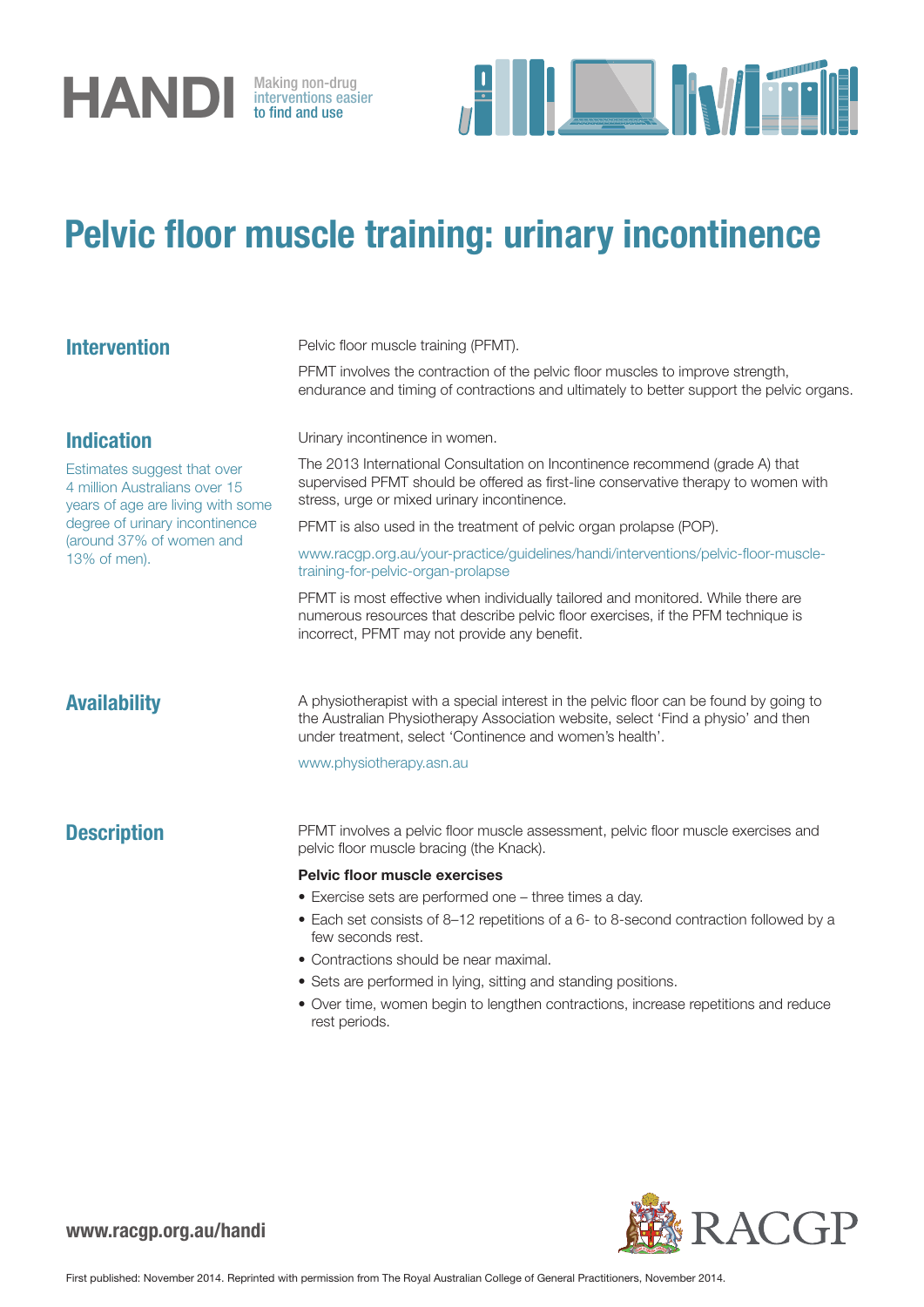# HANDI

Making non-drug interventions easier to find and use

# Pelvic floor muscle training: urinary incontinence

## Intervention

Pelvic floor muscle training (PFMT).

PFMT involves the contraction of the pelvic floor muscles to improve strength, endurance and timing of contractions and ultimately to better support the pelvic organs.

## Indication

Estimates suggest that over 4 million Australians over 15 years of age are living with some degree of urinary incontinence (around 37% of women and 13% of men).

Urinary incontinence in women.

The 2013 International Consultation on Incontinence recommend (grade A) that supervised PFMT should be offered as first-line conservative therapy to women with stress, urge or mixed urinary incontinence.

PFMT is also used in the treatment of pelvic organ prolapse (POP).

www.racgp.org.au/your-practice/guidelines/handi/interventions/pelvic-floor-muscle-training-for-pelvic-organ-prolapse

PFMT is most effective when individually tailored and monitored. While there are numerous resources that describe pelvic floor exercises, if the PFM technique is incorrect, PFMT may not provide any benefit.

## Availability

A physiotherapist with a special interest in the pelvic floor can be found by going to the Australian Physiotherapy Association website, select 'Find a physio' and then under treatment, select 'Continence and women's health'.

www.physiotherapy.asn.au

## Description

PFMT involves a pelvic floor muscle assessment, pelvic floor muscle exercises and pelvic floor muscle bracing (the Knack).

**Pelvic floor muscle exercises**

- Exercise sets are performed one – three times a day.
- Each set consists of 8–12 repetitions of a 6- to 8-second contraction followed by a few seconds rest.
- Contractions should be near maximal.
- Sets are performed in lying, sitting and standing positions.
- Over time, women begin to lengthen contractions, increase repetitions and reduce rest periods.

www.racgp.org.au/handi

RACGP

First published: November 2014. Reprinted with permission from The Royal Australian College of General Practitioners, November 2014.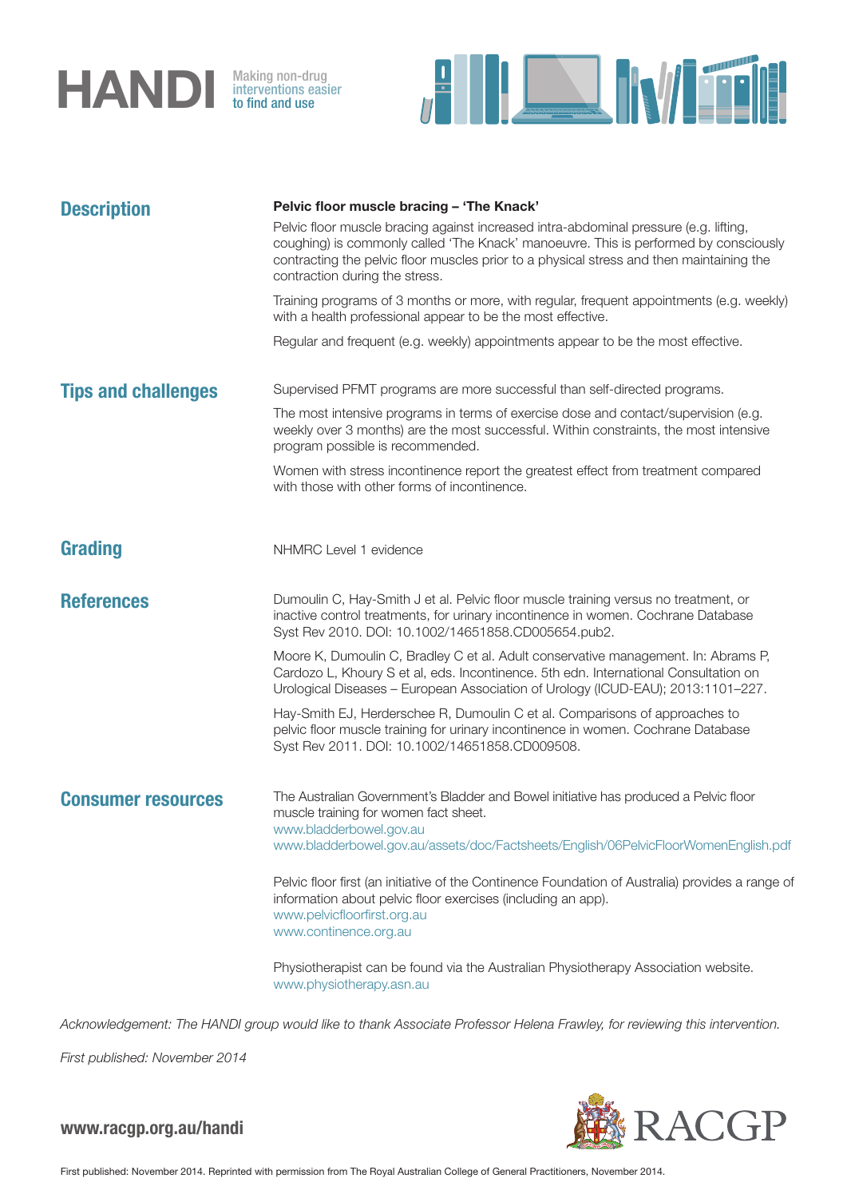HANDI Making non-drug interventions easier to find and use

## Description

**Pelvic floor muscle bracing – 'The Knack'**

Pelvic floor muscle bracing against increased intra-abdominal pressure (e.g. lifting, coughing) is commonly called 'The Knack' manoeuvre. This is performed by consciously contracting the pelvic floor muscles prior to a physical stress and then maintaining the contraction during the stress.

Training programs of 3 months or more, with regular, frequent appointments (e.g. weekly) with a health professional appear to be the most effective.

Regular and frequent (e.g. weekly) appointments appear to be the most effective.

## Tips and challenges

Supervised PFMT programs are more successful than self-directed programs.

The most intensive programs in terms of exercise dose and contact/supervision (e.g. weekly over 3 months) are the most successful. Within constraints, the most intensive program possible is recommended.

Women with stress incontinence report the greatest effect from treatment compared with those with other forms of incontinence.

## Grading

NHMRC Level 1 evidence

## References

Dumoulin C, Hay-Smith J et al. Pelvic floor muscle training versus no treatment, or inactive control treatments, for urinary incontinence in women. Cochrane Database Syst Rev 2010. DOI: 10.1002/14651858.CD005654.pub2.

Moore K, Dumoulin C, Bradley C et al. Adult conservative management. In: Abrams P, Cardozo L, Khoury S et al, eds. Incontinence. 5th edn. International Consultation on Urological Diseases – European Association of Urology (ICUD-EAU); 2013:1101–227.

Hay-Smith EJ, Herderschee R, Dumoulin C et al. Comparisons of approaches to pelvic floor muscle training for urinary incontinence in women. Cochrane Database Syst Rev 2011. DOI: 10.1002/14651858.CD009508.

## Consumer resources

The Australian Government's Bladder and Bowel initiative has produced a Pelvic floor muscle training for women fact sheet.
www.bladderbowel.gov.au
www.bladderbowel.gov.au/assets/doc/Factsheets/English/06PelvicFloorWomenEnglish.pdf

Pelvic floor first (an initiative of the Continence Foundation of Australia) provides a range of information about pelvic floor exercises (including an app).
www.pelvicfloorfirst.org.au
www.continence.org.au

Physiotherapist can be found via the Australian Physiotherapy Association website.
www.physiotherapy.asn.au

*Acknowledgement: The HANDI group would like to thank Associate Professor Helena Frawley, for reviewing this intervention.*

*First published: November 2014*

**www.racgp.org.au/handi**

RACGP

First published: November 2014. Reprinted with permission from The Royal Australian College of General Practitioners, November 2014.